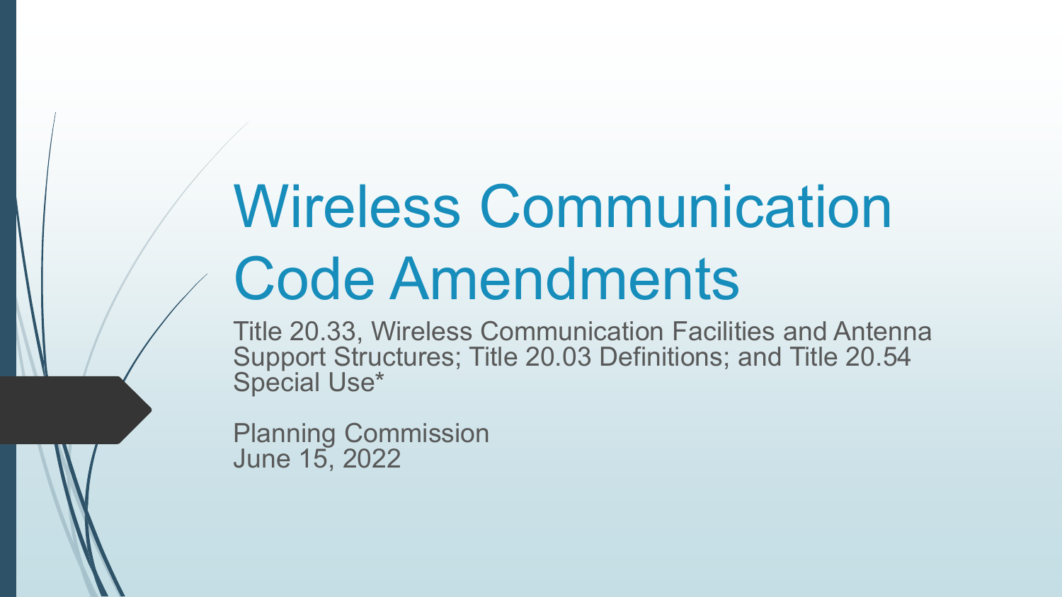# Wireless Communication Code Amendments

Title 20.33, Wireless Communication Facilities and Antenna Support Structures; Title 20.03 Definitions; and Title 20.54 Special Use*

Planning Commission
June 15, 2022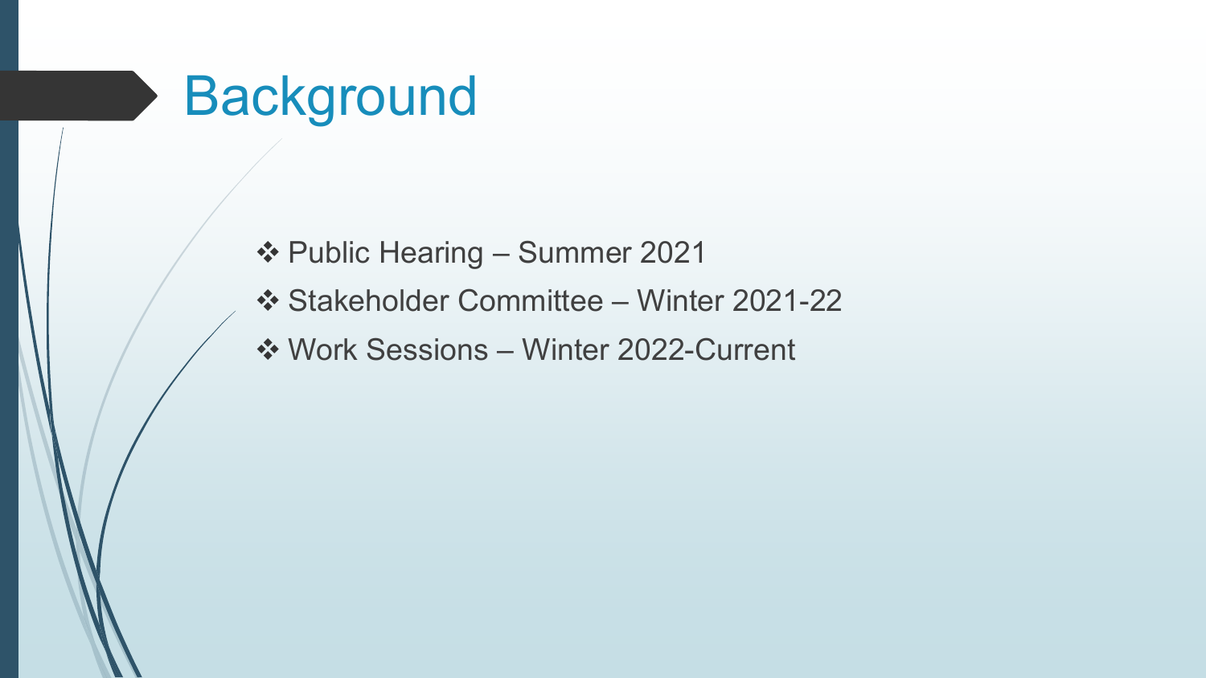# Background

- ❖ Public Hearing – Summer 2021
- ❖ Stakeholder Committee – Winter 2021-22
- ❖ Work Sessions – Winter 2022-Current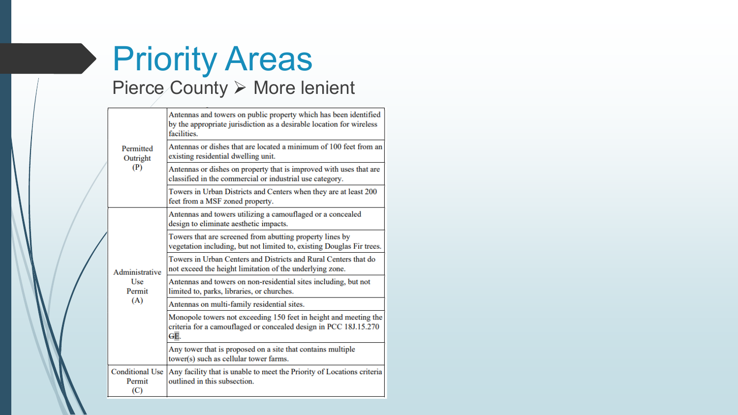# Priority Areas

## Pierce County ➢ More lenient

| | |
|---|---|
| Permitted Outright (P) | Antennas and towers on public property which has been identified by the appropriate jurisdiction as a desirable location for wireless facilities. |
| | Antennas or dishes that are located a minimum of 100 feet from an existing residential dwelling unit. |
| | Antennas or dishes on property that is improved with uses that are classified in the commercial or industrial use category. |
| | Towers in Urban Districts and Centers when they are at least 200 feet from a MSF zoned property. |
| Administrative Use Permit (A) | Antennas and towers utilizing a camouflaged or a concealed design to eliminate aesthetic impacts. |
| | Towers that are screened from abutting property lines by vegetation including, but not limited to, existing Douglas Fir trees. |
| | Towers in Urban Centers and Districts and Rural Centers that do not exceed the height limitation of the underlying zone. |
| | Antennas and towers on non-residential sites including, but not limited to, parks, libraries, or churches. |
| | Antennas on multi-family residential sites. |
| | Monopole towers not exceeding 150 feet in height and meeting the criteria for a camouflaged or concealed design in PCC 18J.15.270 GE. |
| | Any tower that is proposed on a site that contains multiple tower(s) such as cellular tower farms. |
| Conditional Use Permit (C) | Any facility that is unable to meet the Priority of Locations criteria outlined in this subsection. |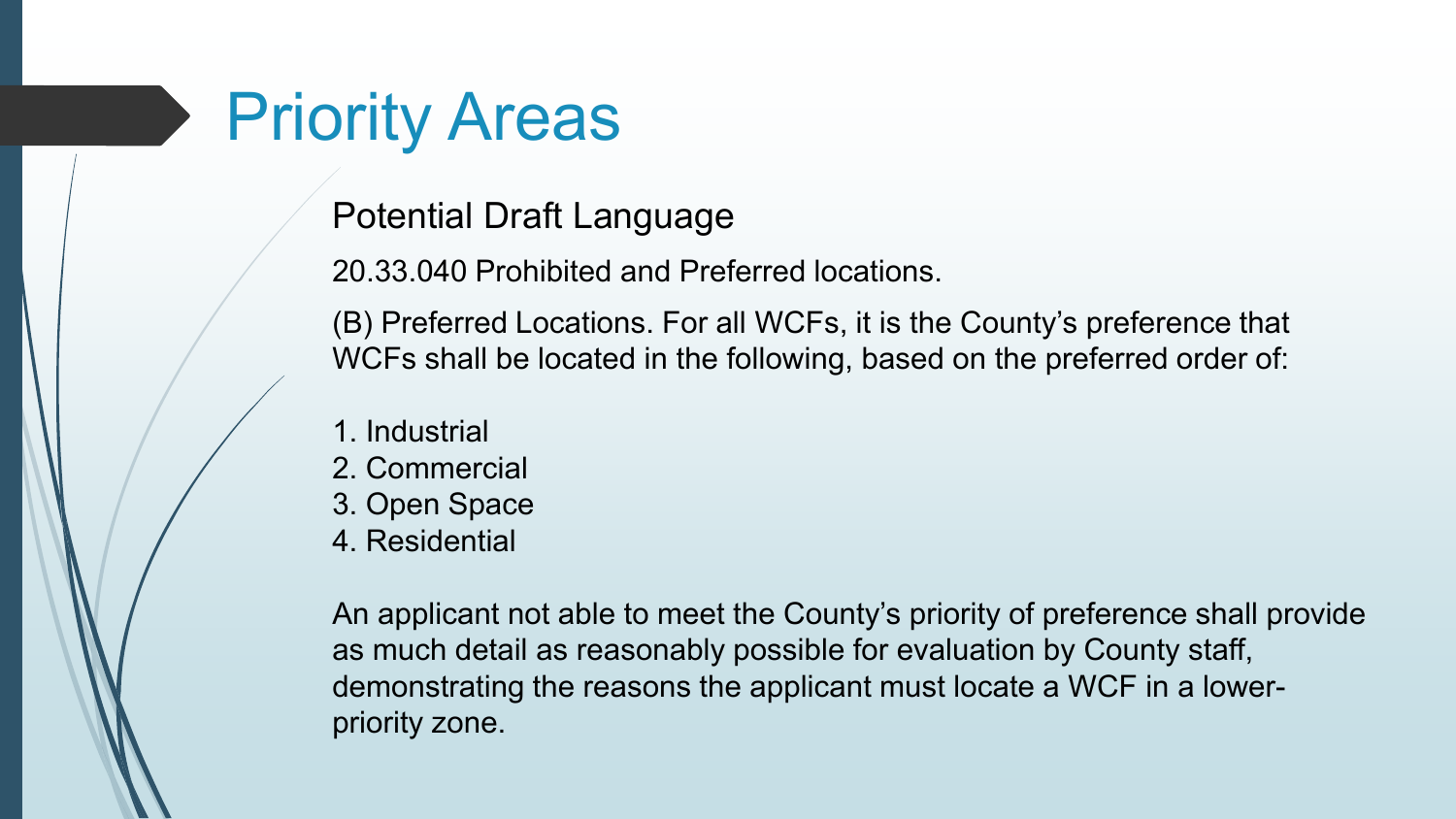# Priority Areas

## Potential Draft Language

20.33.040 Prohibited and Preferred locations.

(B) Preferred Locations. For all WCFs, it is the County's preference that WCFs shall be located in the following, based on the preferred order of:

1. Industrial
2. Commercial
3. Open Space
4. Residential

An applicant not able to meet the County's priority of preference shall provide as much detail as reasonably possible for evaluation by County staff, demonstrating the reasons the applicant must locate a WCF in a lower-priority zone.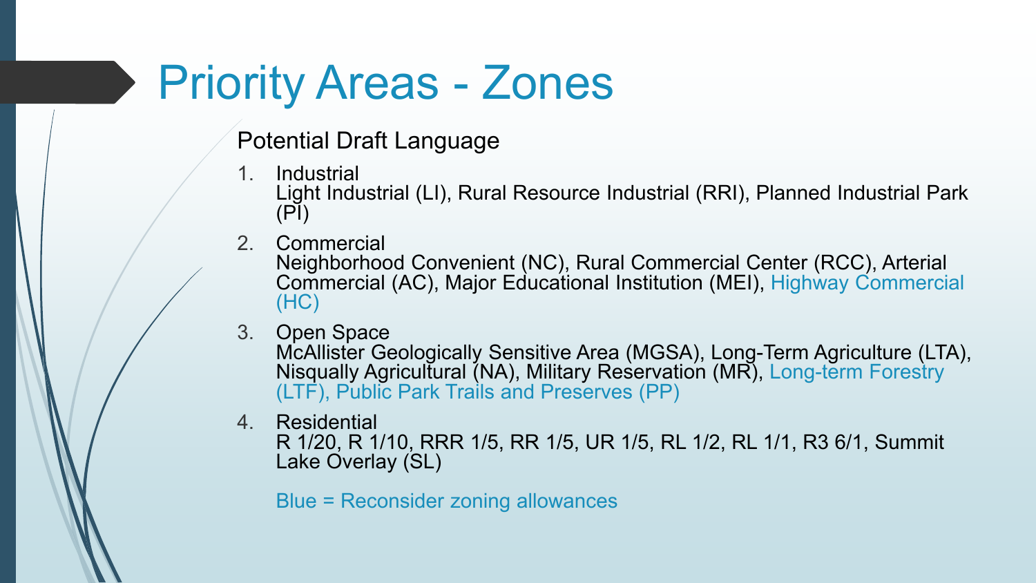# Priority Areas - Zones

Potential Draft Language

1. Industrial
   Light Industrial (LI), Rural Resource Industrial (RRI), Planned Industrial Park (PI)
2. Commercial
   Neighborhood Convenient (NC), Rural Commercial Center (RCC), Arterial Commercial (AC), Major Educational Institution (MEI), Highway Commercial (HC)
3. Open Space
   McAllister Geologically Sensitive Area (MGSA), Long-Term Agriculture (LTA), Nisqually Agricultural (NA), Military Reservation (MR), Long-term Forestry (LTF), Public Park Trails and Preserves (PP)
4. Residential
   R 1/20, R 1/10, RRR 1/5, RR 1/5, UR 1/5, RL 1/2, RL 1/1, R3 6/1, Summit Lake Overlay (SL)

   Blue = Reconsider zoning allowances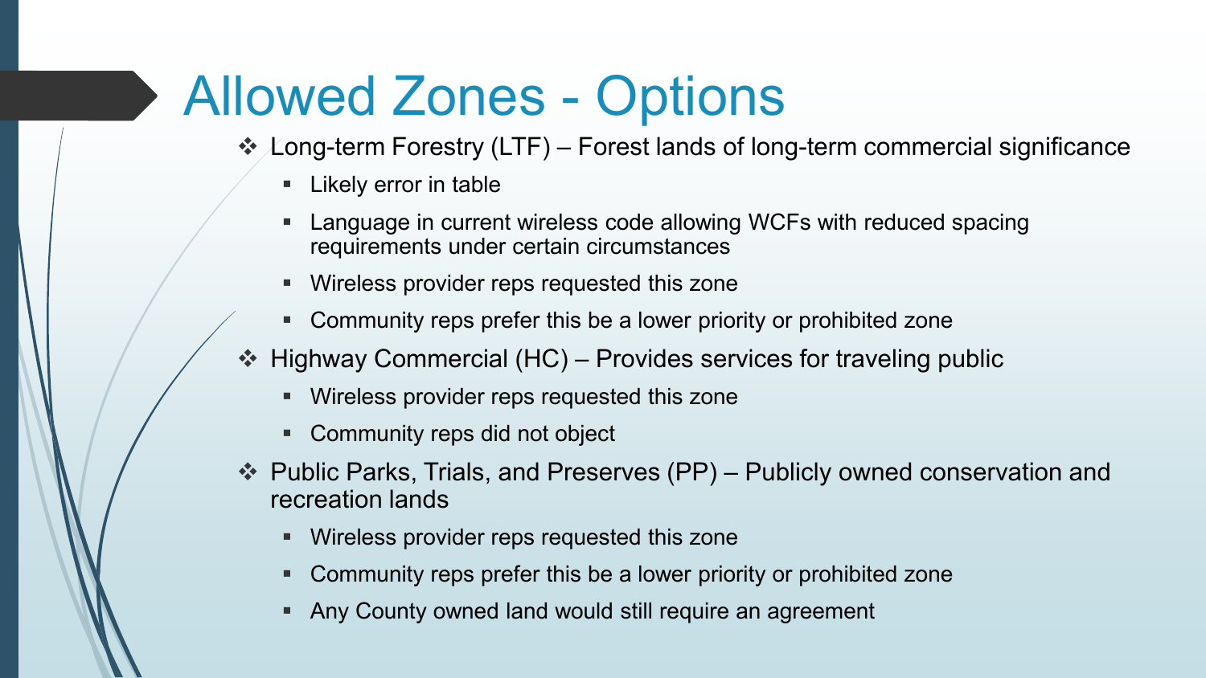# Allowed Zones - Options

- Long-term Forestry (LTF) – Forest lands of long-term commercial significance
  - Likely error in table
  - Language in current wireless code allowing WCFs with reduced spacing requirements under certain circumstances
  - Wireless provider reps requested this zone
  - Community reps prefer this be a lower priority or prohibited zone
- Highway Commercial (HC) – Provides services for traveling public
  - Wireless provider reps requested this zone
  - Community reps did not object
- Public Parks, Trials, and Preserves (PP) – Publicly owned conservation and recreation lands
  - Wireless provider reps requested this zone
  - Community reps prefer this be a lower priority or prohibited zone
  - Any County owned land would still require an agreement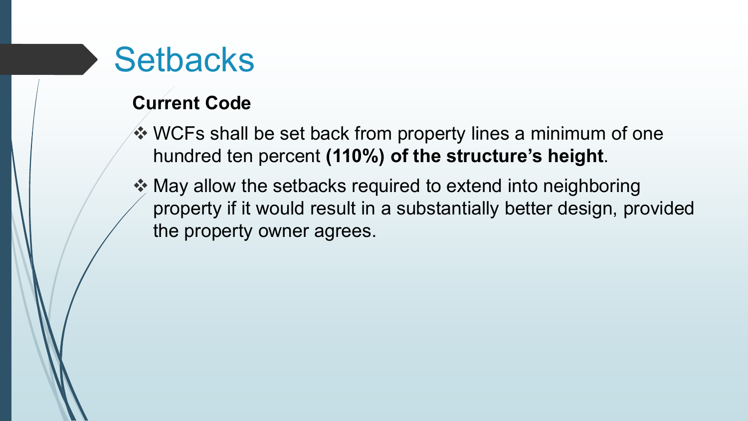# Setbacks

**Current Code**

- WCFs shall be set back from property lines a minimum of one hundred ten percent **(110%) of the structure's height**.
- May allow the setbacks required to extend into neighboring property if it would result in a substantially better design, provided the property owner agrees.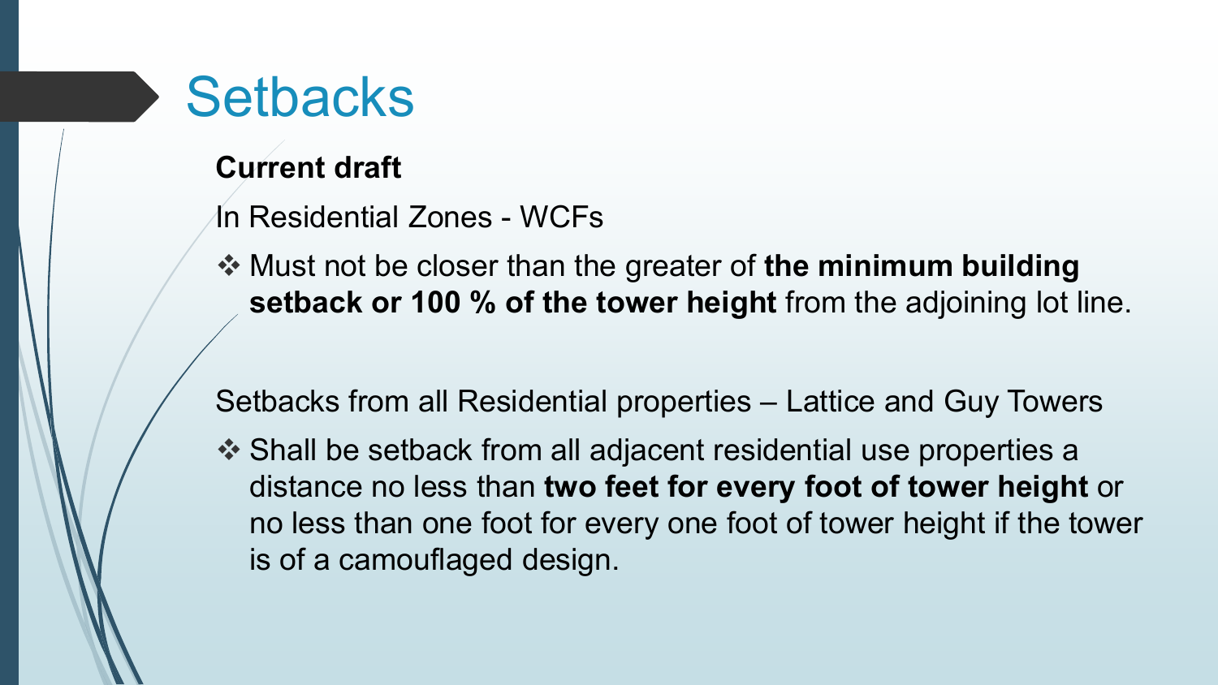# Setbacks

**Current draft**

In Residential Zones - WCFs

- ❖ Must not be closer than the greater of **the minimum building setback or 100 % of the tower height** from the adjoining lot line.

Setbacks from all Residential properties – Lattice and Guy Towers

- ❖ Shall be setback from all adjacent residential use properties a distance no less than **two feet for every foot of tower height** or no less than one foot for every one foot of tower height if the tower is of a camouflaged design.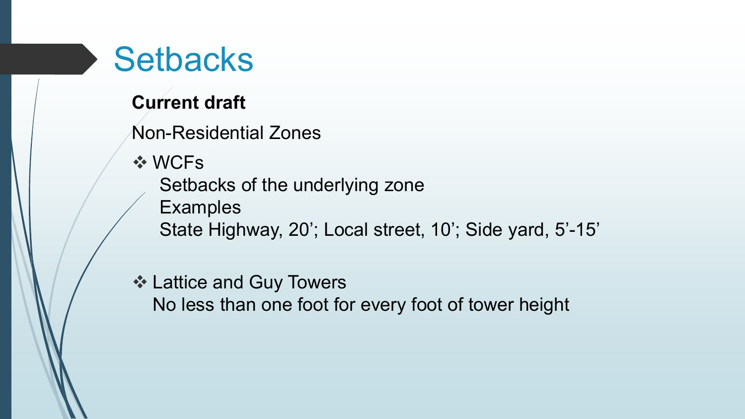# Setbacks

**Current draft**

Non-Residential Zones

- WCFs
  - Setbacks of the underlying zone
  - Examples
  - State Highway, 20’; Local street, 10’; Side yard, 5’-15’

- Lattice and Guy Towers
  - No less than one foot for every foot of tower height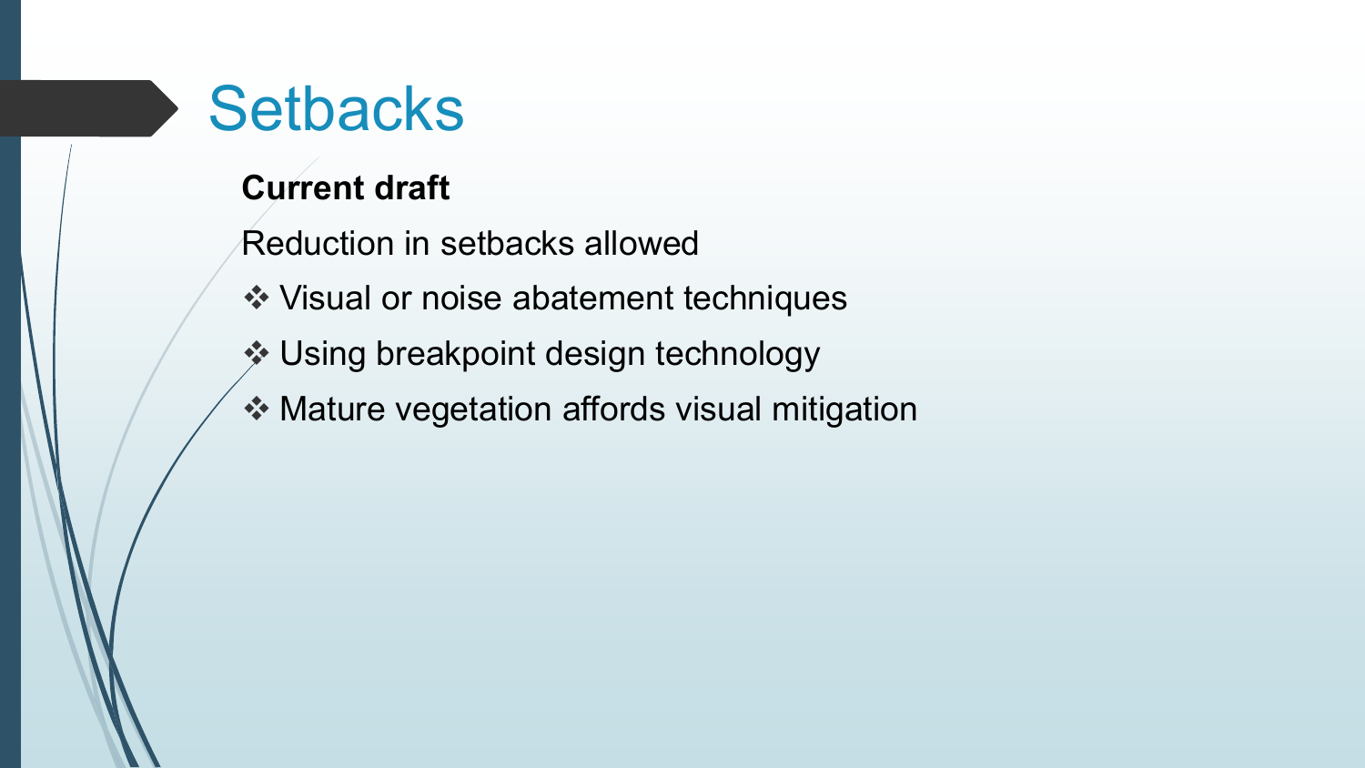# Setbacks

**Current draft**

Reduction in setbacks allowed

- Visual or noise abatement techniques
- Using breakpoint design technology
- Mature vegetation affords visual mitigation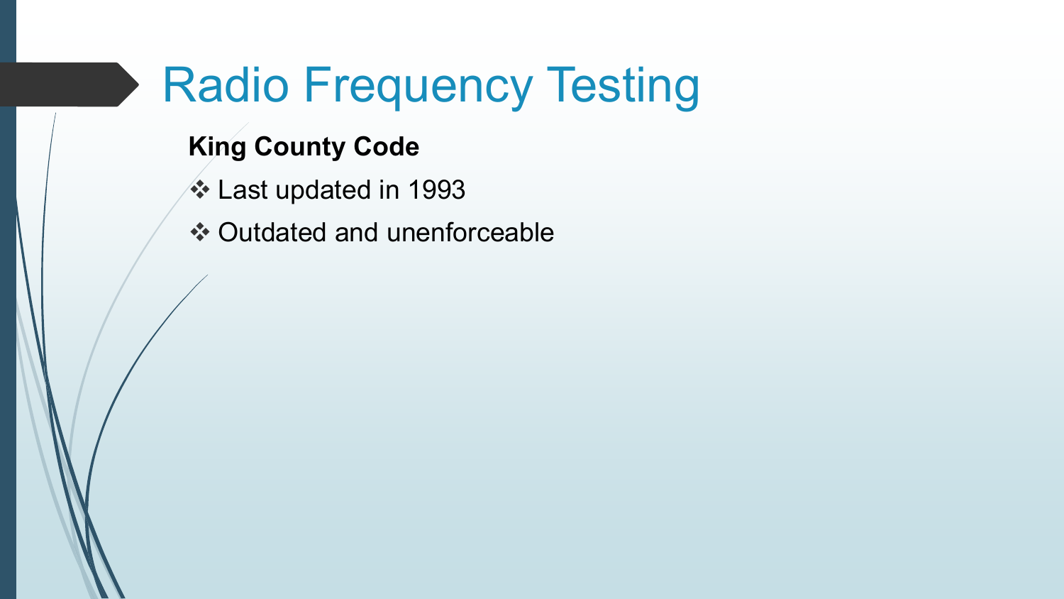# Radio Frequency Testing

**King County Code**

- ❖ Last updated in 1993
- ❖ Outdated and unenforceable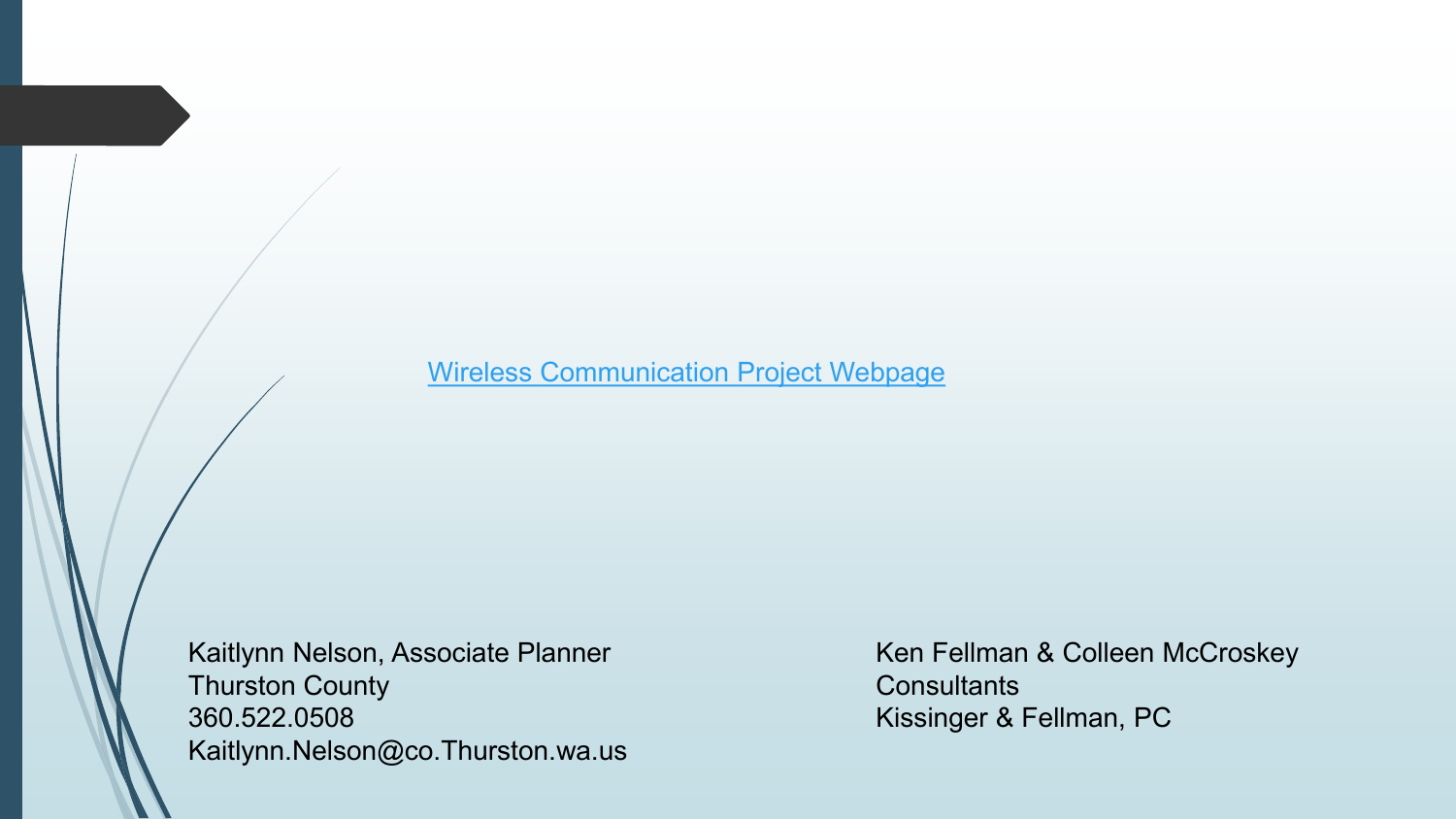[Wireless Communication Project Webpage]

Kaitlynn Nelson, Associate Planner
Thurston County
360.522.0508
Kaitlynn.Nelson@co.Thurston.wa.us

Ken Fellman & Colleen McCroskey
Consultants
Kissinger & Fellman, PC